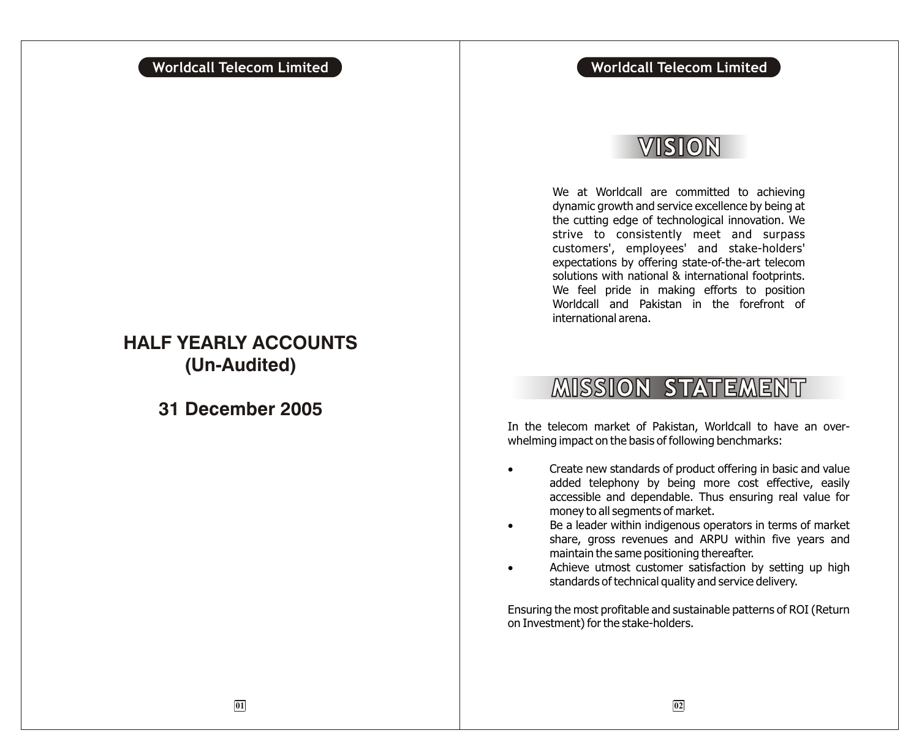# HALF YEARLY ACCOUNTS (Un-Audited)

## 31 December 2005

# VISION

We at Worldcall are committed to achieving dynamic growth and service excellence by being at the cutting edge of technological innovation. We strive to consistently meet and surpass customers', employees' and stake-holders' expectations by offering state-of-the-art telecom solutions with national & international footprints. We feel pride in making efforts to position Worldcall and Pakistan in the forefront of international arena.

# MISSION STATEMENT

In the telecom market of Pakistan, Worldcall to have an over-whelming impact on the basis of following benchmarks:

- Create new standards of product offering in basic and value added telephony by being more cost effective, easily accessible and dependable. Thus ensuring real value for money to all segments of market.
- Be a leader within indigenous operators in terms of market share, gross revenues and ARPU within five years and maintain the same positioning thereafter.
- Achieve utmost customer satisfaction by setting up high standards of technical quality and service delivery.

Ensuring the most profitable and sustainable patterns of ROI (Return on Investment) for the stake-holders.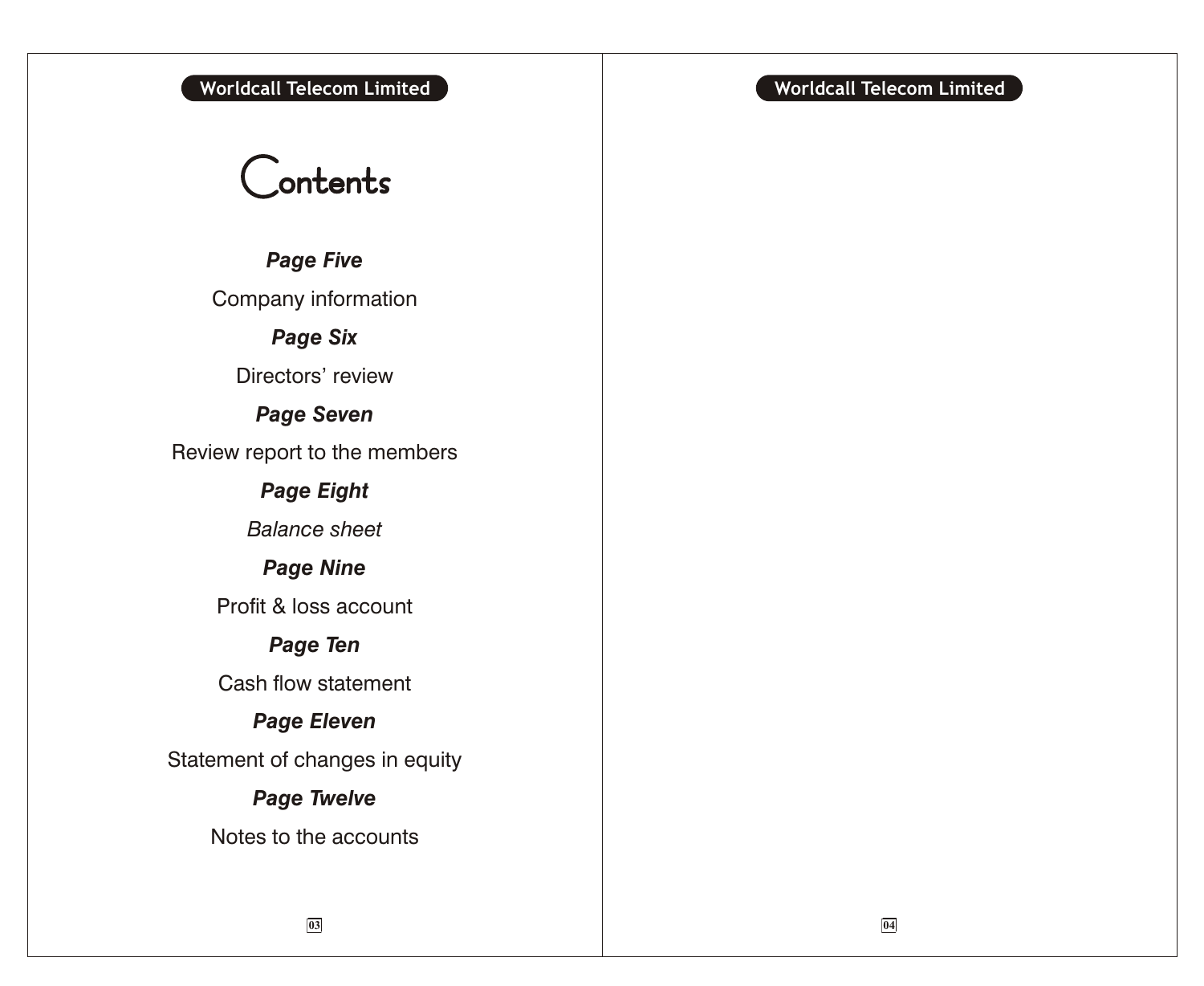# Contents

***Page Five***

Company information

***Page Six***

Directors' review

***Page Seven***

Review report to the members

***Page Eight***

*Balance sheet*

***Page Nine***

Profit & loss account

***Page Ten***

Cash flow statement

***Page Eleven***

Statement of changes in equity

***Page Twelve***

Notes to the accounts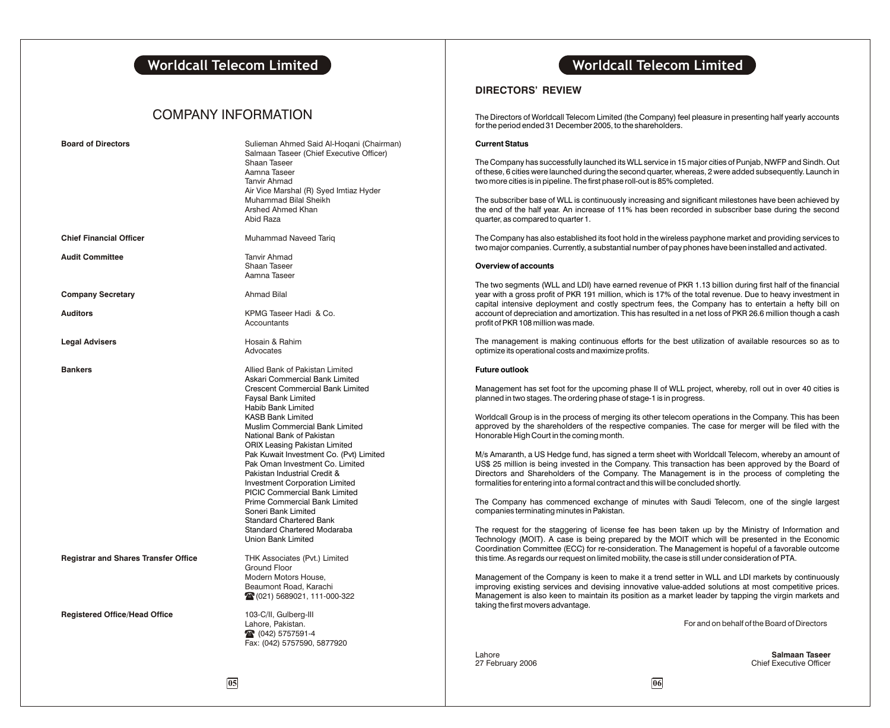# COMPANY INFORMATION

| | |
|---|---|
| **Board of Directors** | Sulieman Ahmed Said Al-Hoqani (Chairman)<br>Salmaan Taseer (Chief Executive Officer)<br>Shaan Taseer<br>Aamna Taseer<br>Tanvir Ahmad<br>Air Vice Marshal (R) Syed Imtiaz Hyder<br>Muhammad Bilal Sheikh<br>Arshed Ahmed Khan<br>Abid Raza |
| **Chief Financial Officer** | Muhammad Naveed Tariq |
| **Audit Committee** | Tanvir Ahmad<br>Shaan Taseer<br>Aamna Taseer |
| **Company Secretary** | Ahmad Bilal |
| **Auditors** | KPMG Taseer Hadi & Co.<br>Accountants |
| **Legal Advisers** | Hosain & Rahim<br>Advocates |
| **Bankers** | Allied Bank of Pakistan Limited<br>Askari Commercial Bank Limited<br>Crescent Commercial Bank Limited<br>Faysal Bank Limited<br>Habib Bank Limited<br>KASB Bank Limited<br>Muslim Commercial Bank Limited<br>National Bank of Pakistan<br>ORIX Leasing Pakistan Limited<br>Pak Kuwait Investment Co. (Pvt) Limited<br>Pak Oman Investment Co. Limited<br>Pakistan Industrial Credit &<br>Investment Corporation Limited<br>PICIC Commercial Bank Limited<br>Prime Commercial Bank Limited<br>Soneri Bank Limited<br>Standard Chartered Bank<br>Standard Chartered Modaraba<br>Union Bank Limited |
| **Registrar and Shares Transfer Office** | THK Associates (Pvt.) Limited<br>Ground Floor<br>Modern Motors House,<br>Beaumont Road, Karachi<br>☎ (021) 5689021, 111-000-322 |
| **Registered Office/Head Office** | 103-C/II, Gulberg-III<br>Lahore, Pakistan.<br>☎ (042) 5757591-4<br>Fax: (042) 5757590, 5877920 |

## DIRECTORS' REVIEW

The Directors of Worldcall Telecom Limited (the Company) feel pleasure in presenting half yearly accounts for the period ended 31 December 2005, to the shareholders.

**Current Status**

The Company has successfully launched its WLL service in 15 major cities of Punjab, NWFP and Sindh. Out of these, 6 cities were launched during the second quarter, whereas, 2 were added subsequently. Launch in two more cities is in pipeline. The first phase roll-out is 85% completed.

The subscriber base of WLL is continuously increasing and significant milestones have been achieved by the end of the half year. An increase of 11% has been recorded in subscriber base during the second quarter, as compared to quarter 1.

The Company has also established its foot hold in the wireless payphone market and providing services to two major companies. Currently, a substantial number of pay phones have been installed and activated.

**Overview of accounts**

The two segments (WLL and LDI) have earned revenue of PKR 1.13 billion during first half of the financial year with a gross profit of PKR 191 million, which is 17% of the total revenue. Due to heavy investment in capital intensive deployment and costly spectrum fees, the Company has to entertain a hefty bill on account of depreciation and amortization. This has resulted in a net loss of PKR 26.6 million though a cash profit of PKR 108 million was made.

The management is making continuous efforts for the best utilization of available resources so as to optimize its operational costs and maximize profits.

**Future outlook**

Management has set foot for the upcoming phase II of WLL project, whereby, roll out in over 40 cities is planned in two stages. The ordering phase of stage-1 is in progress.

Worldcall Group is in the process of merging its other telecom operations in the Company. This has been approved by the shareholders of the respective companies. The case for merger will be filed with the Honorable High Court in the coming month.

M/s Amaranth, a US Hedge fund, has signed a term sheet with Worldcall Telecom, whereby an amount of US$ 25 million is being invested in the Company. This transaction has been approved by the Board of Directors and Shareholders of the Company. The Management is in the process of completing the formalities for entering into a formal contract and this will be concluded shortly.

The Company has commenced exchange of minutes with Saudi Telecom, one of the single largest companies terminating minutes in Pakistan.

The request for the staggering of license fee has been taken up by the Ministry of Information and Technology (MOIT). A case is being prepared by the MOIT which will be presented in the Economic Coordination Committee (ECC) for re-consideration. The Management is hopeful of a favorable outcome this time. As regards our request on limited mobility, the case is still under consideration of PTA.

Management of the Company is keen to make it a trend setter in WLL and LDI markets by continuously improving existing services and devising innovative value-added solutions at most competitive prices. Management is also keen to maintain its position as a market leader by tapping the virgin markets and taking the first movers advantage.

For and on behalf of the Board of Directors

Lahore
27 February 2006

**Salmaan Taseer**
Chief Executive Officer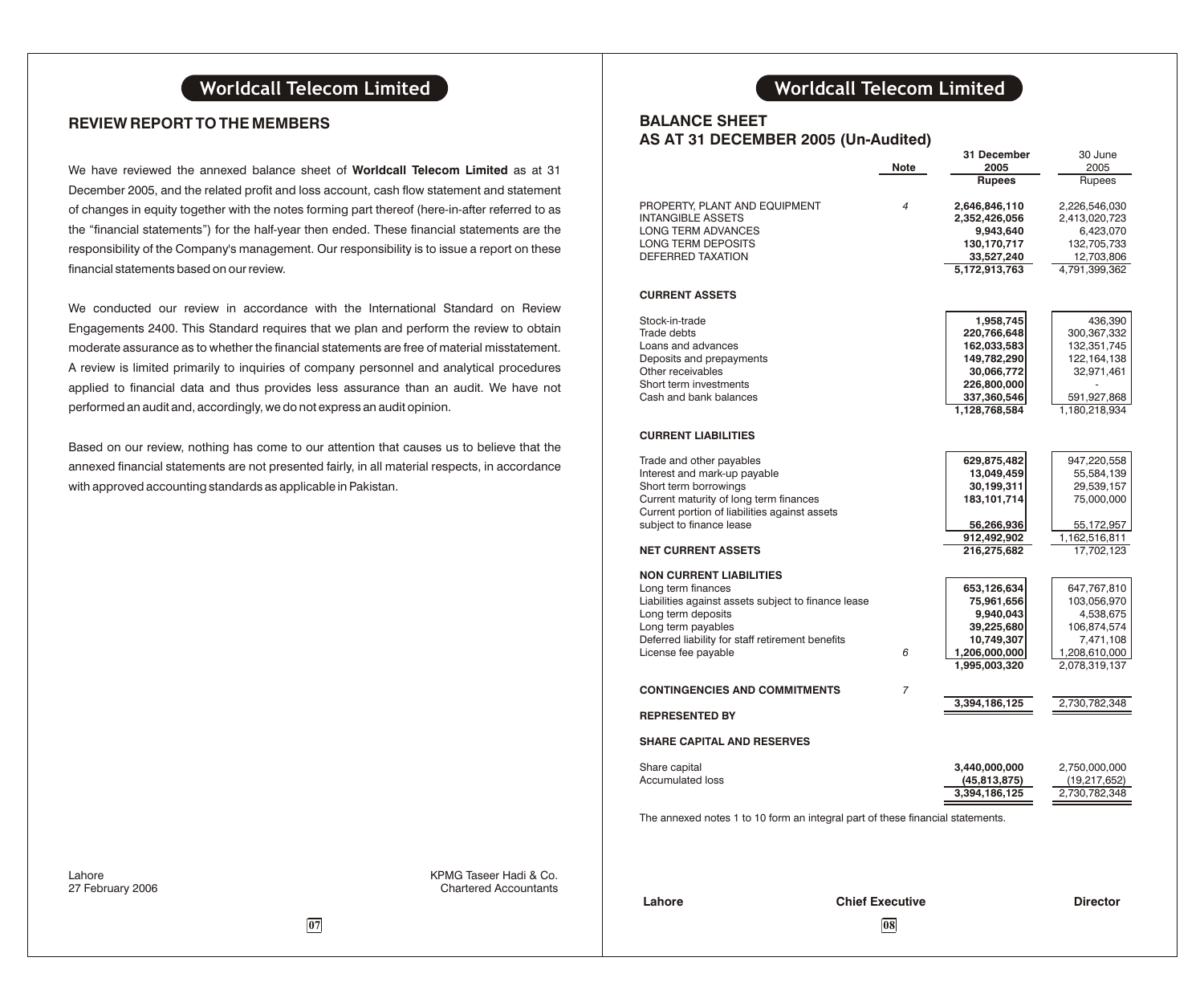## REVIEW REPORT TO THE MEMBERS

We have reviewed the annexed balance sheet of **Worldcall Telecom Limited** as at 31 December 2005, and the related profit and loss account, cash flow statement and statement of changes in equity together with the notes forming part thereof (here-in-after referred to as the "financial statements") for the half-year then ended. These financial statements are the responsibility of the Company's management. Our responsibility is to issue a report on these financial statements based on our review.

We conducted our review in accordance with the International Standard on Review Engagements 2400. This Standard requires that we plan and perform the review to obtain moderate assurance as to whether the financial statements are free of material misstatement. A review is limited primarily to inquiries of company personnel and analytical procedures applied to financial data and thus provides less assurance than an audit. We have not performed an audit and, accordingly, we do not express an audit opinion.

Based on our review, nothing has come to our attention that causes us to believe that the annexed financial statements are not presented fairly, in all material respects, in accordance with approved accounting standards as applicable in Pakistan.

Lahore
27 February 2006

KPMG Taseer Hadi & Co.
Chartered Accountants

## BALANCE SHEET
## AS AT 31 DECEMBER 2005 (Un-Audited)

| | Note | 31 December 2005 Rupees | 30 June 2005 Rupees |
|---|---|---|---|
| PROPERTY, PLANT AND EQUIPMENT | 4 | **2,646,846,110** | 2,226,546,030 |
| INTANGIBLE ASSETS | | **2,352,426,056** | 2,413,020,723 |
| LONG TERM ADVANCES | | **9,943,640** | 6,423,070 |
| LONG TERM DEPOSITS | | **130,170,717** | 132,705,733 |
| DEFERRED TAXATION | | **33,527,240** | 12,703,806 |
| | | **5,172,913,763** | 4,791,399,362 |
| **CURRENT ASSETS** | | | |
| Stock-in-trade | | **1,958,745** | 436,390 |
| Trade debts | | **220,766,648** | 300,367,332 |
| Loans and advances | | **162,033,583** | 132,351,745 |
| Deposits and prepayments | | **149,782,290** | 122,164,138 |
| Other receivables | | **30,066,772** | 32,971,461 |
| Short term investments | | **226,800,000** | - |
| Cash and bank balances | | **337,360,546** | 591,927,868 |
| | | **1,128,768,584** | 1,180,218,934 |
| **CURRENT LIABILITIES** | | | |
| Trade and other payables | | **629,875,482** | 947,220,558 |
| Interest and mark-up payable | | **13,049,459** | 55,584,139 |
| Short term borrowings | | **30,199,311** | 29,539,157 |
| Current maturity of long term finances | | **183,101,714** | 75,000,000 |
| Current portion of liabilities against assets subject to finance lease | | **56,266,936** | 55,172,957 |
| | | **912,492,902** | 1,162,516,811 |
| **NET CURRENT ASSETS** | | **216,275,682** | 17,702,123 |
| **NON CURRENT LIABILITIES** | | | |
| Long term finances | | **653,126,634** | 647,767,810 |
| Liabilities against assets subject to finance lease | | **75,961,656** | 103,056,970 |
| Long term deposits | | **9,940,043** | 4,538,675 |
| Long term payables | | **39,225,680** | 106,874,574 |
| Deferred liability for staff retirement benefits | | **10,749,307** | 7,471,108 |
| License fee payable | 6 | **1,206,000,000** | 1,208,610,000 |
| | | **1,995,003,320** | 2,078,319,137 |
| **CONTINGENCIES AND COMMITMENTS** | 7 | | |
| | | **3,394,186,125** | 2,730,782,348 |
| **REPRESENTED BY** | | | |
| **SHARE CAPITAL AND RESERVES** | | | |
| Share capital | | **3,440,000,000** | 2,750,000,000 |
| Accumulated loss | | **(45,813,875)** | (19,217,652) |
| | | **3,394,186,125** | 2,730,782,348 |

The annexed notes 1 to 10 form an integral part of these financial statements.

**Lahore** **Chief Executive** **Director**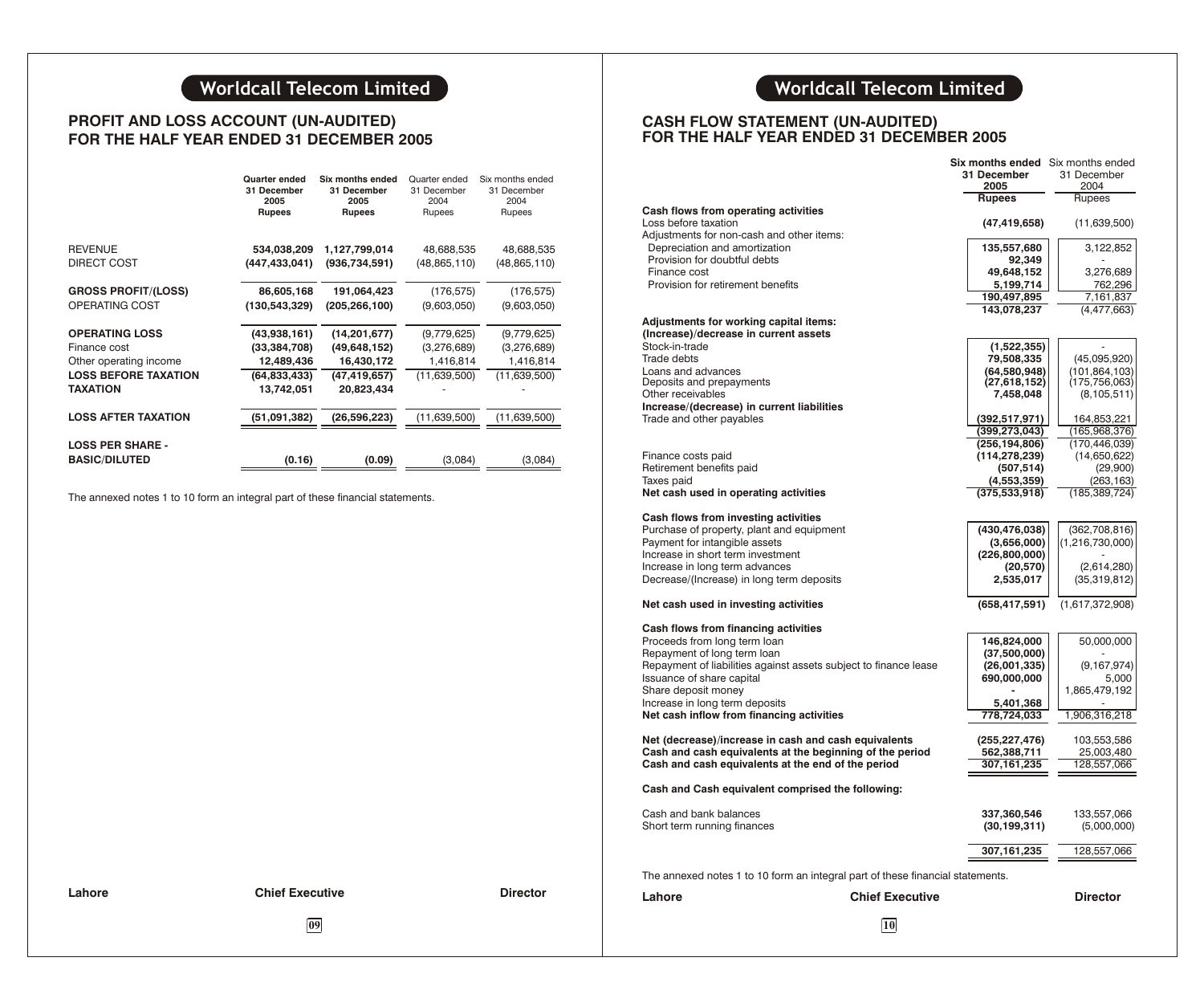## PROFIT AND LOSS ACCOUNT (UN-AUDITED) FOR THE HALF YEAR ENDED 31 DECEMBER 2005

| | Quarter ended 31 December 2005 Rupees | Six months ended 31 December 2005 Rupees | Quarter ended 31 December 2004 Rupees | Six months ended 31 December 2004 Rupees |
|---|---|---|---|---|
| REVENUE | 534,038,209 | 1,127,799,014 | 48,688,535 | 48,688,535 |
| DIRECT COST | (447,433,041) | (936,734,591) | (48,865,110) | (48,865,110) |
| **GROSS PROFIT/(LOSS)** | 86,605,168 | 191,064,423 | (176,575) | (176,575) |
| OPERATING COST | (130,543,329) | (205,266,100) | (9,603,050) | (9,603,050) |
| **OPERATING LOSS** | (43,938,161) | (14,201,677) | (9,779,625) | (9,779,625) |
| Finance cost | (33,384,708) | (49,648,152) | (3,276,689) | (3,276,689) |
| Other operating income | 12,489,436 | 16,430,172 | 1,416,814 | 1,416,814 |
| **LOSS BEFORE TAXATION** | (64,833,433) | (47,419,657) | (11,639,500) | (11,639,500) |
| **TAXATION** | 13,742,051 | 20,823,434 | - | - |
| **LOSS AFTER TAXATION** | (51,091,382) | (26,596,223) | (11,639,500) | (11,639,500) |
| **LOSS PER SHARE - BASIC/DILUTED** | (0.16) | (0.09) | (3,084) | (3,084) |

The annexed notes 1 to 10 form an integral part of these financial statements.

**Lahore** **Chief Executive** **Director**

## CASH FLOW STATEMENT (UN-AUDITED) FOR THE HALF YEAR ENDED 31 DECEMBER 2005

| | Six months ended 31 December 2005 Rupees | Six months ended 31 December 2004 Rupees |
|---|---|---|
| **Cash flows from operating activities** | | |
| Loss before taxation | (47,419,658) | (11,639,500) |
| Adjustments for non-cash and other items: | | |
| Depreciation and amortization | 135,557,680 | 3,122,852 |
| Provision for doubtful debts | 92,349 | - |
| Finance cost | 49,648,152 | 3,276,689 |
| Provision for retirement benefits | 5,199,714 | 762,296 |
| | 190,497,895 | 7,161,837 |
| | 143,078,237 | (4,477,663) |
| **Adjustments for working capital items:** | | |
| **(Increase)/decrease in current assets** | | |
| Stock-in-trade | (1,522,355) | - |
| Trade debts | 79,508,335 | (45,095,920) |
| Loans and advances | (64,580,948) | (101,864,103) |
| Deposits and prepayments | (27,618,152) | (175,756,063) |
| Other receivables | 7,458,048 | (8,105,511) |
| **Increase/(decrease) in current liabilities** | | |
| Trade and other payables | (392,517,971) | 164,853,221 |
| | (399,273,043) | (165,968,376) |
| | (256,194,806) | (170,446,039) |
| Finance costs paid | (114,278,239) | (14,650,622) |
| Retirement benefits paid | (507,514) | (29,900) |
| Taxes paid | (4,553,359) | (263,163) |
| **Net cash used in operating activities** | (375,533,918) | (185,389,724) |
| **Cash flows from investing activities** | | |
| Purchase of property, plant and equipment | (430,476,038) | (362,708,816) |
| Payment for intangible assets | (3,656,000) | (1,216,730,000) |
| Increase in short term investment | (226,800,000) | - |
| Increase in long term advances | (20,570) | (2,614,280) |
| Decrease/(Increase) in long term deposits | 2,535,017 | (35,319,812) |
| **Net cash used in investing activities** | (658,417,591) | (1,617,372,908) |
| **Cash flows from financing activities** | | |
| Proceeds from long term loan | 146,824,000 | 50,000,000 |
| Repayment of long term loan | (37,500,000) | - |
| Repayment of liabilities against assets subject to finance lease | (26,001,335) | (9,167,974) |
| Issuance of share capital | 690,000,000 | 5,000 |
| Share deposit money | - | 1,865,479,192 |
| Increase in long term deposits | 5,401,368 | - |
| **Net cash inflow from financing activities** | 778,724,033 | 1,906,316,218 |
| **Net (decrease)/increase in cash and cash equivalents** | (255,227,476) | 103,553,586 |
| **Cash and cash equivalents at the beginning of the period** | 562,388,711 | 25,003,480 |
| **Cash and cash equivalents at the end of the period** | 307,161,235 | 128,557,066 |
| **Cash and Cash equivalent comprised the following:** | | |
| Cash and bank balances | 337,360,546 | 133,557,066 |
| Short term running finances | (30,199,311) | (5,000,000) |
| | 307,161,235 | 128,557,066 |

The annexed notes 1 to 10 form an integral part of these financial statements.

**Lahore** **Chief Executive** **Director**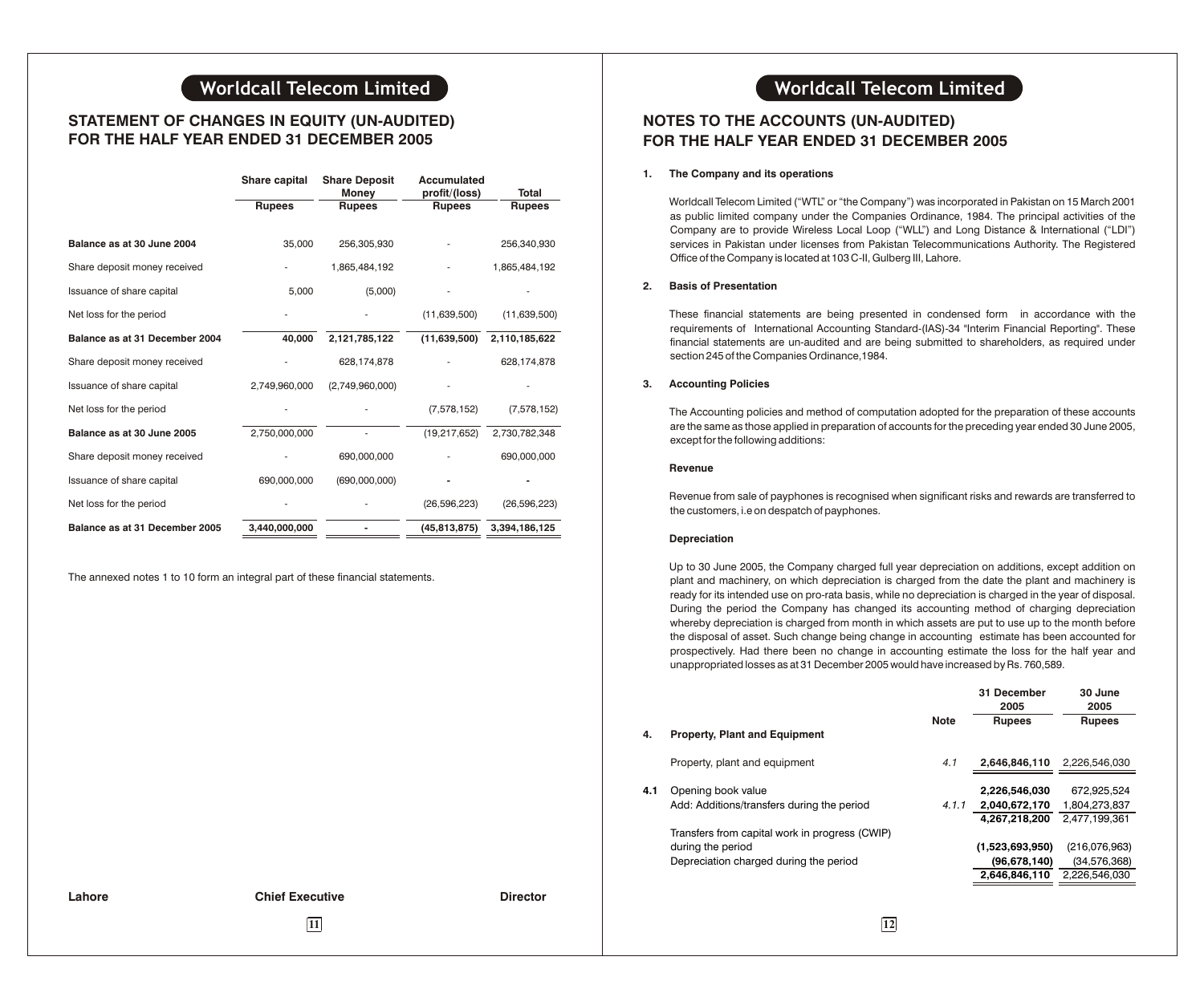## STATEMENT OF CHANGES IN EQUITY (UN-AUDITED) FOR THE HALF YEAR ENDED 31 DECEMBER 2005

| | Share capital | Share Deposit Money | Accumulated profit/(loss) | Total |
|---|---|---|---|---|
| | Rupees | Rupees | Rupees | Rupees |
| **Balance as at 30 June 2004** | 35,000 | 256,305,930 | - | 256,340,930 |
| Share deposit money received | - | 1,865,484,192 | - | 1,865,484,192 |
| Issuance of share capital | 5,000 | (5,000) | - | - |
| Net loss for the period | - | - | (11,639,500) | (11,639,500) |
| **Balance as at 31 December 2004** | **40,000** | **2,121,785,122** | **(11,639,500)** | **2,110,185,622** |
| Share deposit money received | - | 628,174,878 | - | 628,174,878 |
| Issuance of share capital | 2,749,960,000 | (2,749,960,000) | - | - |
| Net loss for the period | - | - | (7,578,152) | (7,578,152) |
| **Balance as at 30 June 2005** | 2,750,000,000 | - | (19,217,652) | 2,730,782,348 |
| Share deposit money received | - | 690,000,000 | - | 690,000,000 |
| Issuance of share capital | 690,000,000 | (690,000,000) | - | - |
| Net loss for the period | - | - | (26,596,223) | (26,596,223) |
| **Balance as at 31 December 2005** | **3,440,000,000** | **-** | **(45,813,875)** | **3,394,186,125** |

The annexed notes 1 to 10 form an integral part of these financial statements.

**Lahore** **Chief Executive** **Director**

## NOTES TO THE ACCOUNTS (UN-AUDITED) FOR THE HALF YEAR ENDED 31 DECEMBER 2005

**1. The Company and its operations**

Worldcall Telecom Limited ("WTL" or "the Company") was incorporated in Pakistan on 15 March 2001 as public limited company under the Companies Ordinance, 1984. The principal activities of the Company are to provide Wireless Local Loop ("WLL") and Long Distance & International ("LDI") services in Pakistan under licenses from Pakistan Telecommunications Authority. The Registered Office of the Company is located at 103 C-II, Gulberg III, Lahore.

**2. Basis of Presentation**

These financial statements are being presented in condensed form in accordance with the requirements of International Accounting Standard-(IAS)-34 "Interim Financial Reporting". These financial statements are un-audited and are being submitted to shareholders, as required under section 245 of the Companies Ordinance,1984.

**3. Accounting Policies**

The Accounting policies and method of computation adopted for the preparation of these accounts are the same as those applied in preparation of accounts for the preceding year ended 30 June 2005, except for the following additions:

**Revenue**

Revenue from sale of payphones is recognised when significant risks and rewards are transferred to the customers, i.e on despatch of payphones.

**Depreciation**

Up to 30 June 2005, the Company charged full year depreciation on additions, except addition on plant and machinery, on which depreciation is charged from the date the plant and machinery is ready for its intended use on pro-rata basis, while no depreciation is charged in the year of disposal. During the period the Company has changed its accounting method of charging depreciation whereby depreciation is charged from month in which assets are put to use up to the month before the disposal of asset. Such change being change in accounting estimate has been accounted for prospectively. Had there been no change in accounting estimate the loss for the half year and unappropriated losses as at 31 December 2005 would have increased by Rs. 760,589.

| | | Note | 31 December 2005 | 30 June 2005 |
|---|---|---|---|---|
| | | | Rupees | Rupees |
| **4.** | **Property, Plant and Equipment** | | | |
| | Property, plant and equipment | 4.1 | **2,646,846,110** | 2,226,546,030 |
| **4.1** | Opening book value | | **2,226,546,030** | 672,925,524 |
| | Add: Additions/transfers during the period | 4.1.1 | **2,040,672,170** | 1,804,273,837 |
| | | | **4,267,218,200** | 2,477,199,361 |
| | Transfers from capital work in progress (CWIP) during the period | | **(1,523,693,950)** | (216,076,963) |
| | Depreciation charged during the period | | **(96,678,140)** | (34,576,368) |
| | | | **2,646,846,110** | 2,226,546,030 |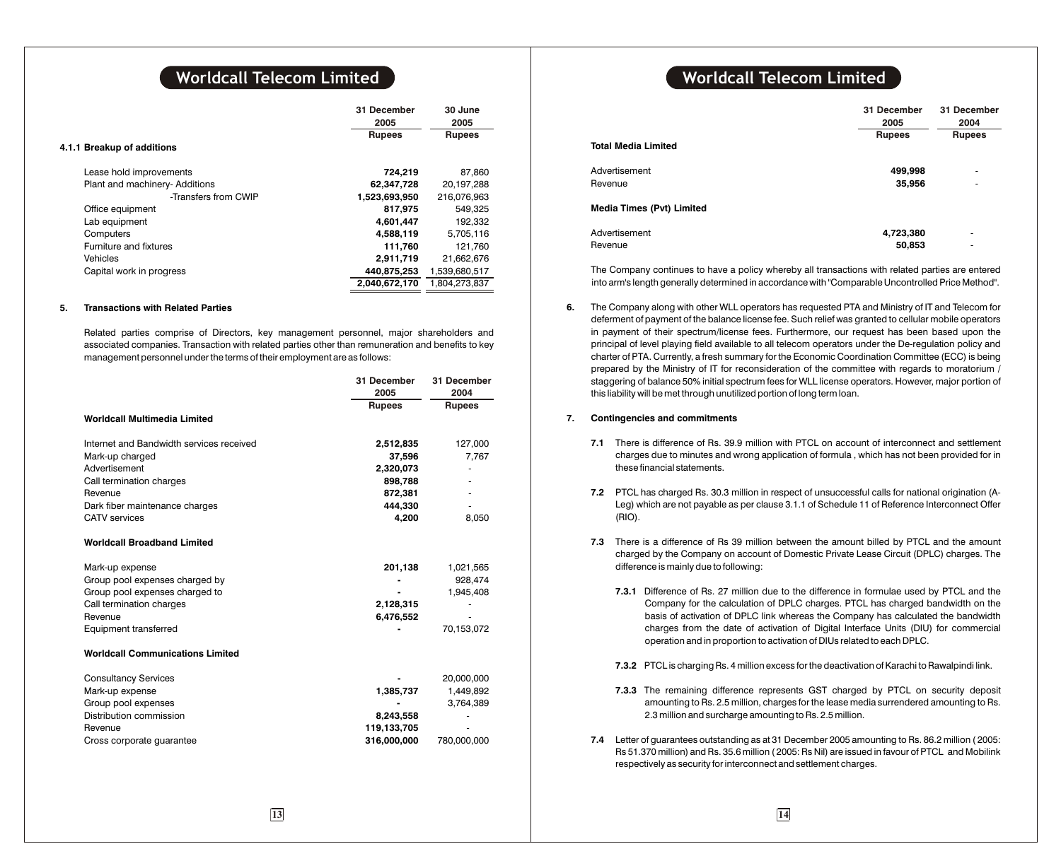| | 31 December 2005 Rupees | 30 June 2005 Rupees |
|---|---|---|
| **4.1.1 Breakup of additions** | | |
| Lease hold improvements | **724,219** | 87,860 |
| Plant and machinery- Additions | **62,347,728** | 20,197,288 |
| -Transfers from CWIP | **1,523,693,950** | 216,076,963 |
| Office equipment | **817,975** | 549,325 |
| Lab equipment | **4,601,447** | 192,332 |
| Computers | **4,588,119** | 5,705,116 |
| Furniture and fixtures | **111,760** | 121,760 |
| Vehicles | **2,911,719** | 21,662,676 |
| Capital work in progress | **440,875,253** | 1,539,680,517 |
| | **2,040,672,170** | 1,804,273,837 |

## 5. Transactions with Related Parties

Related parties comprise of Directors, key management personnel, major shareholders and associated companies. Transaction with related parties other than remuneration and benefits to key management personnel under the terms of their employment are as follows:

| | 31 December 2005 Rupees | 31 December 2004 Rupees |
|---|---|---|
| **Worldcall Multimedia Limited** | | |
| Internet and Bandwidth services received | **2,512,835** | 127,000 |
| Mark-up charged | **37,596** | 7,767 |
| Advertisement | **2,320,073** | - |
| Call termination charges | **898,788** | - |
| Revenue | **872,381** | - |
| Dark fiber maintenance charges | **444,330** | - |
| CATV services | **4,200** | 8,050 |
| **Worldcall Broadband Limited** | | |
| Mark-up expense | **201,138** | 1,021,565 |
| Group pool expenses charged by | **-** | 928,474 |
| Group pool expenses charged to | **-** | 1,945,408 |
| Call termination charges | **2,128,315** | - |
| Revenue | **6,476,552** | - |
| Equipment transferred | **-** | 70,153,072 |
| **Worldcall Communications Limited** | | |
| Consultancy Services | **-** | 20,000,000 |
| Mark-up expense | **1,385,737** | 1,449,892 |
| Group pool expenses | **-** | 3,764,389 |
| Distribution commission | **8,243,558** | - |
| Revenue | **119,133,705** | - |
| Cross corporate guarantee | **316,000,000** | 780,000,000 |
| **Total Media Limited** | | |
| Advertisement | **499,998** | - |
| Revenue | **35,956** | - |
| **Media Times (Pvt) Limited** | | |
| Advertisement | **4,723,380** | - |
| Revenue | **50,853** | - |

The Company continues to have a policy whereby all transactions with related parties are entered into arm's length generally determined in accordance with "Comparable Uncontrolled Price Method".

**6.** The Company along with other WLL operators has requested PTA and Ministry of IT and Telecom for deferment of payment of the balance license fee. Such relief was granted to cellular mobile operators in payment of their spectrum/license fees. Furthermore, our request has been based upon the principal of level playing field available to all telecom operators under the De-regulation policy and charter of PTA. Currently, a fresh summary for the Economic Coordination Committee (ECC) is being prepared by the Ministry of IT for reconsideration of the committee with regards to moratorium / staggering of balance 50% initial spectrum fees for WLL license operators. However, major portion of this liability will be met through unutilized portion of long term loan.

## 7. Contingencies and commitments

**7.1** There is difference of Rs. 39.9 million with PTCL on account of interconnect and settlement charges due to minutes and wrong application of formula , which has not been provided for in these financial statements.

**7.2** PTCL has charged Rs. 30.3 million in respect of unsuccessful calls for national origination (A-Leg) which are not payable as per clause 3.1.1 of Schedule 11 of Reference Interconnect Offer (RIO).

**7.3** There is a difference of Rs 39 million between the amount billed by PTCL and the amount charged by the Company on account of Domestic Private Lease Circuit (DPLC) charges. The difference is mainly due to following:

**7.3.1** Difference of Rs. 27 million due to the difference in formulae used by PTCL and the Company for the calculation of DPLC charges. PTCL has charged bandwidth on the basis of activation of DPLC link whereas the Company has calculated the bandwidth charges from the date of activation of Digital Interface Units (DIU) for commercial operation and in proportion to activation of DIUs related to each DPLC.

**7.3.2** PTCL is charging Rs. 4 million excess for the deactivation of Karachi to Rawalpindi link.

**7.3.3** The remaining difference represents GST charged by PTCL on security deposit amounting to Rs. 2.5 million, charges for the lease media surrendered amounting to Rs. 2.3 million and surcharge amounting to Rs. 2.5 million.

**7.4** Letter of guarantees outstanding as at 31 December 2005 amounting to Rs. 86.2 million ( 2005: Rs 51.370 million) and Rs. 35.6 million ( 2005: Rs Nil) are issued in favour of PTCL and Mobilink respectively as security for interconnect and settlement charges.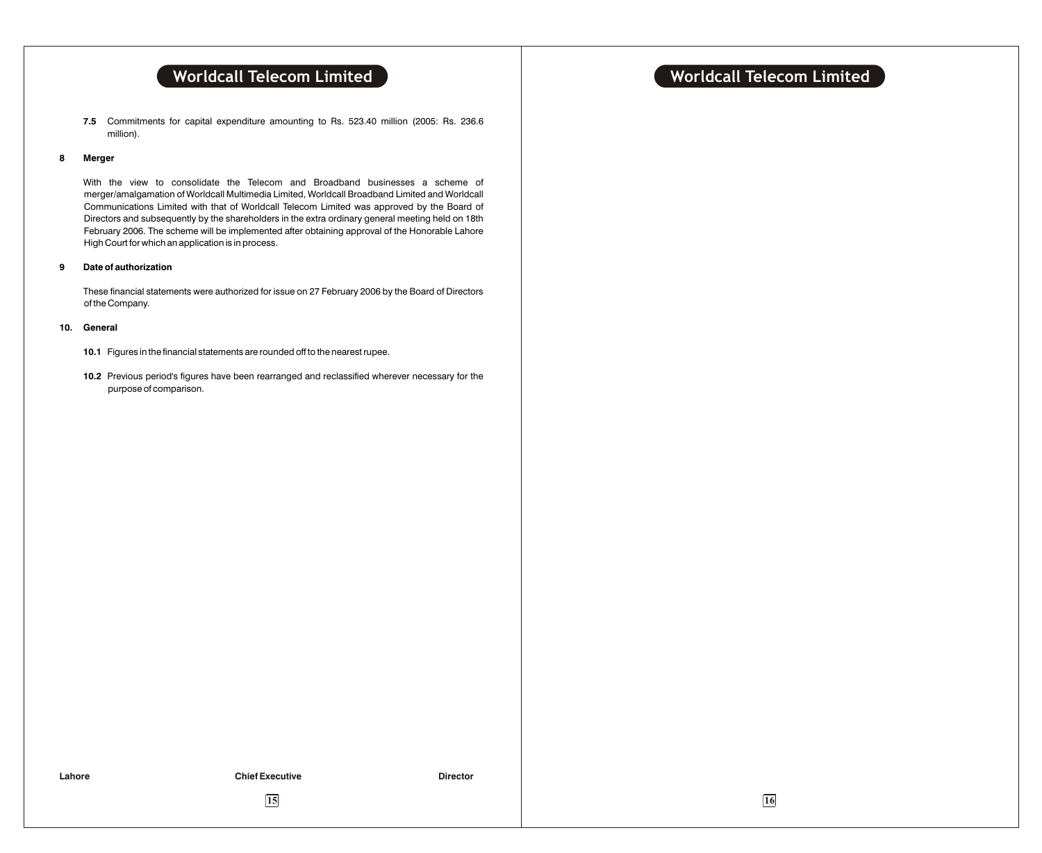**7.5** Commitments for capital expenditure amounting to Rs. 523.40 million (2005: Rs. 236.6 million).

## 8 Merger

With the view to consolidate the Telecom and Broadband businesses a scheme of merger/amalgamation of Worldcall Multimedia Limited, Worldcall Broadband Limited and Worldcall Communications Limited with that of Worldcall Telecom Limited was approved by the Board of Directors and subsequently by the shareholders in the extra ordinary general meeting held on 18th February 2006. The scheme will be implemented after obtaining approval of the Honorable Lahore High Court for which an application is in process.

## 9 Date of authorization

These financial statements were authorized for issue on 27 February 2006 by the Board of Directors of the Company.

## 10. General

**10.1** Figures in the financial statements are rounded off to the nearest rupee.

**10.2** Previous period's figures have been rearranged and reclassified wherever necessary for the purpose of comparison.

**Lahore** **Chief Executive** **Director**